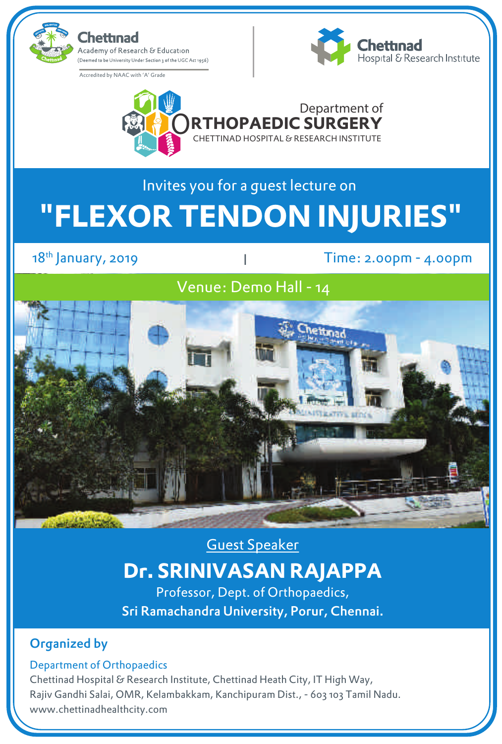Chettinad
Academy of Research & Education
(Deemed to be University Under Section 3 of the UGC Act 1956)
Accredited by NAAC with 'A' Grade

Chettinad
Hospital & Research Institute

Department of
# ORTHOPAEDIC SURGERY
CHETTINAD HOSPITAL & RESEARCH INSTITUTE

Invites you for a guest lecture on

# "FLEXOR TENDON INJURIES"

18th January, 2019 | Time: 2.00pm - 4.00pm

Venue: Demo Hall - 14

Guest Speaker

## Dr. SRINIVASAN RAJAPPA

Professor, Dept. of Orthopaedics,
**Sri Ramachandra University, Porur, Chennai.**

**Organized by**

Department of Orthopaedics
Chettinad Hospital & Research Institute, Chettinad Heath City, IT High Way,
Rajiv Gandhi Salai, OMR, Kelambakkam, Kanchipuram Dist., - 603 103 Tamil Nadu.
www.chettinadhealthcity.com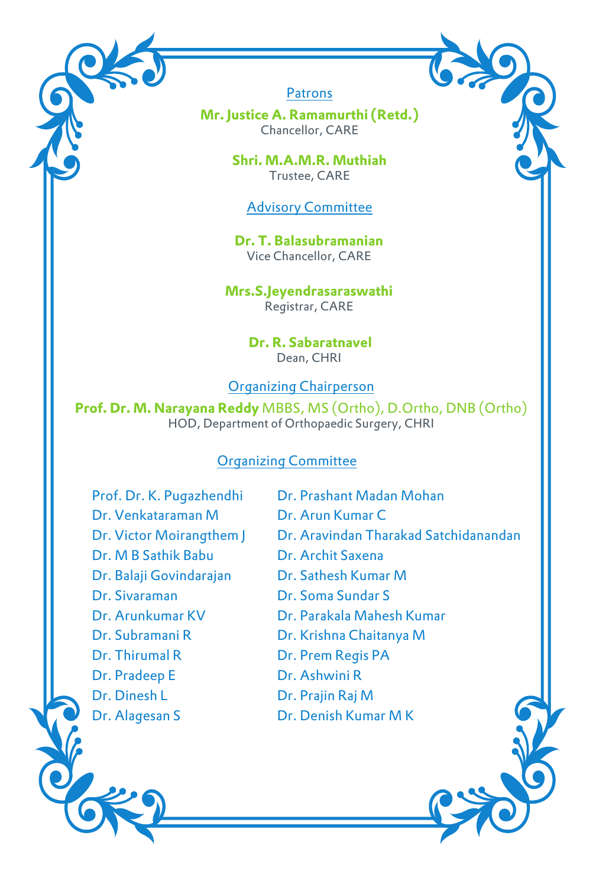## Patrons

**Mr. Justice A. Ramamurthi (Retd.)**
Chancellor, CARE

**Shri. M.A.M.R. Muthiah**
Trustee, CARE

## Advisory Committee

**Dr. T. Balasubramanian**
Vice Chancellor, CARE

**Mrs.S.Jeyendrasaraswathi**
Registrar, CARE

**Dr. R. Sabaratnavel**
Dean, CHRI

## Organizing Chairperson

**Prof. Dr. M. Narayana Reddy** MBBS, MS (Ortho), D.Ortho, DNB (Ortho)
HOD, Department of Orthopaedic Surgery, CHRI

## Organizing Committee

Prof. Dr. K. Pugazhendhi
Dr. Venkataraman M
Dr. Victor Moirangthem J
Dr. M B Sathik Babu
Dr. Balaji Govindarajan
Dr. Sivaraman
Dr. Arunkumar KV
Dr. Subramani R
Dr. Thirumal R
Dr. Pradeep E
Dr. Dinesh L
Dr. Alagesan S
Dr. Prashant Madan Mohan
Dr. Arun Kumar C
Dr. Aravindan Tharakad Satchidanandan
Dr. Archit Saxena
Dr. Sathesh Kumar M
Dr. Soma Sundar S
Dr. Parakala Mahesh Kumar
Dr. Krishna Chaitanya M
Dr. Prem Regis PA
Dr. Ashwini R
Dr. Prajin Raj M
Dr. Denish Kumar M K